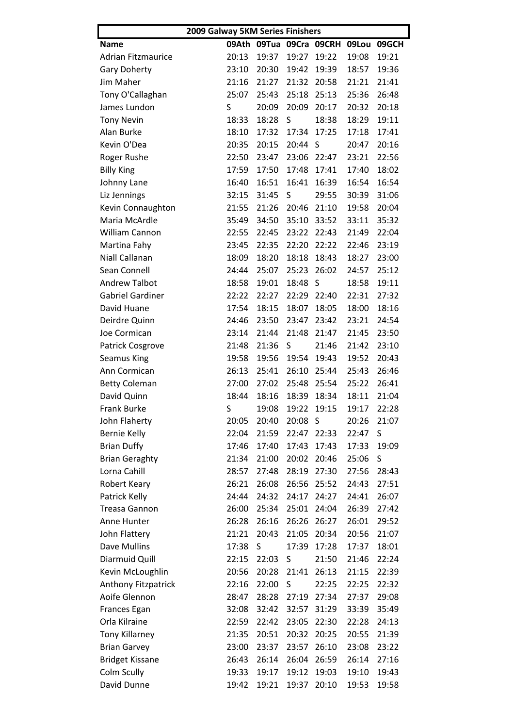**2009 Galway 5KM Series Finishers**

| Name | 09Ath | 09Tua | 09Cra | 09CRH | 09Lou | 09GCH |
|---|---|---|---|---|---|---|
| Adrian Fitzmaurice | 20:13 | 19:37 | 19:27 | 19:22 | 19:08 | 19:21 |
| Gary Doherty | 23:10 | 20:30 | 19:42 | 19:39 | 18:57 | 19:36 |
| Jim Maher | 21:16 | 21:27 | 21:32 | 20:58 | 21:21 | 21:41 |
| Tony O'Callaghan | 25:07 | 25:43 | 25:18 | 25:13 | 25:36 | 26:48 |
| James Lundon | S | 20:09 | 20:09 | 20:17 | 20:32 | 20:18 |
| Tony Nevin | 18:33 | 18:28 | S | 18:38 | 18:29 | 19:11 |
| Alan Burke | 18:10 | 17:32 | 17:34 | 17:25 | 17:18 | 17:41 |
| Kevin O'Dea | 20:35 | 20:15 | 20:44 | S | 20:47 | 20:16 |
| Roger Rushe | 22:50 | 23:47 | 23:06 | 22:47 | 23:21 | 22:56 |
| Billy King | 17:59 | 17:50 | 17:48 | 17:41 | 17:40 | 18:02 |
| Johnny Lane | 16:40 | 16:51 | 16:41 | 16:39 | 16:54 | 16:54 |
| Liz Jennings | 32:15 | 31:45 | S | 29:55 | 30:39 | 31:06 |
| Kevin Connaughton | 21:55 | 21:26 | 20:46 | 21:10 | 19:58 | 20:04 |
| Maria McArdle | 35:49 | 34:50 | 35:10 | 33:52 | 33:11 | 35:32 |
| William Cannon | 22:55 | 22:45 | 23:22 | 22:43 | 21:49 | 22:04 |
| Martina Fahy | 23:45 | 22:35 | 22:20 | 22:22 | 22:46 | 23:19 |
| Niall Callanan | 18:09 | 18:20 | 18:18 | 18:43 | 18:27 | 23:00 |
| Sean Connell | 24:44 | 25:07 | 25:23 | 26:02 | 24:57 | 25:12 |
| Andrew Talbot | 18:58 | 19:01 | 18:48 | S | 18:58 | 19:11 |
| Gabriel Gardiner | 22:22 | 22:27 | 22:29 | 22:40 | 22:31 | 27:32 |
| David Huane | 17:54 | 18:15 | 18:07 | 18:05 | 18:00 | 18:16 |
| Deirdre Quinn | 24:46 | 23:50 | 23:47 | 23:42 | 23:21 | 24:54 |
| Joe Cormican | 23:14 | 21:44 | 21:48 | 21:47 | 21:45 | 23:50 |
| Patrick Cosgrove | 21:48 | 21:36 | S | 21:46 | 21:42 | 23:10 |
| Seamus King | 19:58 | 19:56 | 19:54 | 19:43 | 19:52 | 20:43 |
| Ann Cormican | 26:13 | 25:41 | 26:10 | 25:44 | 25:43 | 26:46 |
| Betty Coleman | 27:00 | 27:02 | 25:48 | 25:54 | 25:22 | 26:41 |
| David Quinn | 18:44 | 18:16 | 18:39 | 18:34 | 18:11 | 21:04 |
| Frank Burke | S | 19:08 | 19:22 | 19:15 | 19:17 | 22:28 |
| John Flaherty | 20:05 | 20:40 | 20:08 | S | 20:26 | 21:07 |
| Bernie Kelly | 22:04 | 21:59 | 22:47 | 22:33 | 22:47 | S |
| Brian Duffy | 17:46 | 17:40 | 17:43 | 17:43 | 17:33 | 19:09 |
| Brian Geraghty | 21:34 | 21:00 | 20:02 | 20:46 | 25:06 | S |
| Lorna Cahill | 28:57 | 27:48 | 28:19 | 27:30 | 27:56 | 28:43 |
| Robert Keary | 26:21 | 26:08 | 26:56 | 25:52 | 24:43 | 27:51 |
| Patrick Kelly | 24:44 | 24:32 | 24:17 | 24:27 | 24:41 | 26:07 |
| Treasa Gannon | 26:00 | 25:34 | 25:01 | 24:04 | 26:39 | 27:42 |
| Anne Hunter | 26:28 | 26:16 | 26:26 | 26:27 | 26:01 | 29:52 |
| John Flattery | 21:21 | 20:43 | 21:05 | 20:34 | 20:56 | 21:07 |
| Dave Mullins | 17:38 | S | 17:39 | 17:28 | 17:37 | 18:01 |
| Diarmuid Quill | 22:15 | 22:03 | S | 21:50 | 21:46 | 22:24 |
| Kevin McLoughlin | 20:56 | 20:28 | 21:41 | 26:13 | 21:15 | 22:39 |
| Anthony Fitzpatrick | 22:16 | 22:00 | S | 22:25 | 22:25 | 22:32 |
| Aoife Glennon | 28:47 | 28:28 | 27:19 | 27:34 | 27:37 | 29:08 |
| Frances Egan | 32:08 | 32:42 | 32:57 | 31:29 | 33:39 | 35:49 |
| Orla Kilraine | 22:59 | 22:42 | 23:05 | 22:30 | 22:28 | 24:13 |
| Tony Killarney | 21:35 | 20:51 | 20:32 | 20:25 | 20:55 | 21:39 |
| Brian Garvey | 23:00 | 23:37 | 23:57 | 26:10 | 23:08 | 23:22 |
| Bridget Kissane | 26:43 | 26:14 | 26:04 | 26:59 | 26:14 | 27:16 |
| Colm Scully | 19:33 | 19:17 | 19:12 | 19:03 | 19:10 | 19:43 |
| David Dunne | 19:42 | 19:21 | 19:37 | 20:10 | 19:53 | 19:58 |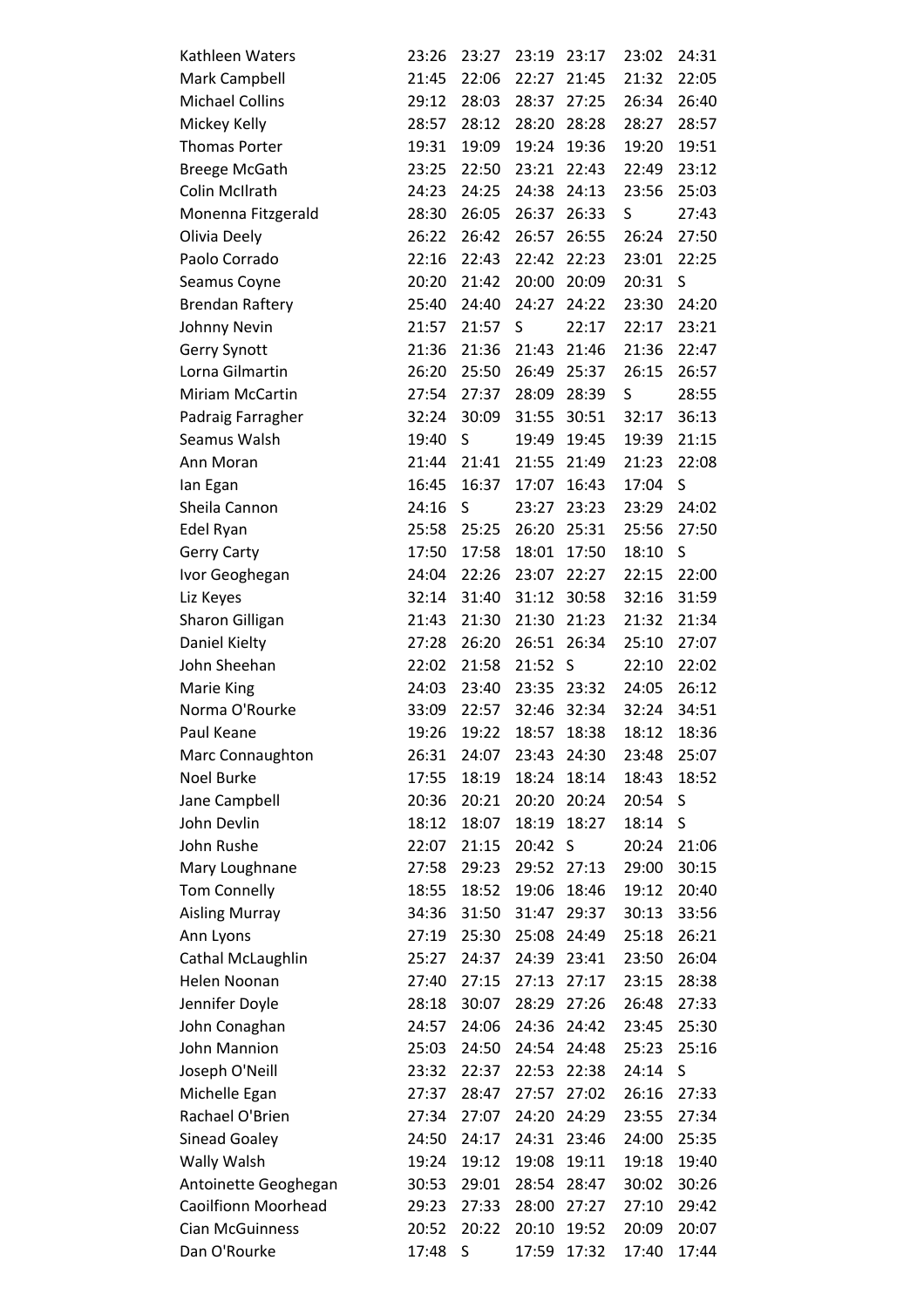| | | | | | | |
|---|---|---|---|---|---|---|
| Kathleen Waters | 23:26 | 23:27 | 23:19 | 23:17 | 23:02 | 24:31 |
| Mark Campbell | 21:45 | 22:06 | 22:27 | 21:45 | 21:32 | 22:05 |
| Michael Collins | 29:12 | 28:03 | 28:37 | 27:25 | 26:34 | 26:40 |
| Mickey Kelly | 28:57 | 28:12 | 28:20 | 28:28 | 28:27 | 28:57 |
| Thomas Porter | 19:31 | 19:09 | 19:24 | 19:36 | 19:20 | 19:51 |
| Breege McGath | 23:25 | 22:50 | 23:21 | 22:43 | 22:49 | 23:12 |
| Colin McIlrath | 24:23 | 24:25 | 24:38 | 24:13 | 23:56 | 25:03 |
| Monenna Fitzgerald | 28:30 | 26:05 | 26:37 | 26:33 | S | 27:43 |
| Olivia Deely | 26:22 | 26:42 | 26:57 | 26:55 | 26:24 | 27:50 |
| Paolo Corrado | 22:16 | 22:43 | 22:42 | 22:23 | 23:01 | 22:25 |
| Seamus Coyne | 20:20 | 21:42 | 20:00 | 20:09 | 20:31 | S |
| Brendan Raftery | 25:40 | 24:40 | 24:27 | 24:22 | 23:30 | 24:20 |
| Johnny Nevin | 21:57 | 21:57 | S | 22:17 | 22:17 | 23:21 |
| Gerry Synott | 21:36 | 21:36 | 21:43 | 21:46 | 21:36 | 22:47 |
| Lorna Gilmartin | 26:20 | 25:50 | 26:49 | 25:37 | 26:15 | 26:57 |
| Miriam McCartin | 27:54 | 27:37 | 28:09 | 28:39 | S | 28:55 |
| Padraig Farragher | 32:24 | 30:09 | 31:55 | 30:51 | 32:17 | 36:13 |
| Seamus Walsh | 19:40 | S | 19:49 | 19:45 | 19:39 | 21:15 |
| Ann Moran | 21:44 | 21:41 | 21:55 | 21:49 | 21:23 | 22:08 |
| Ian Egan | 16:45 | 16:37 | 17:07 | 16:43 | 17:04 | S |
| Sheila Cannon | 24:16 | S | 23:27 | 23:23 | 23:29 | 24:02 |
| Edel Ryan | 25:58 | 25:25 | 26:20 | 25:31 | 25:56 | 27:50 |
| Gerry Carty | 17:50 | 17:58 | 18:01 | 17:50 | 18:10 | S |
| Ivor Geoghegan | 24:04 | 22:26 | 23:07 | 22:27 | 22:15 | 22:00 |
| Liz Keyes | 32:14 | 31:40 | 31:12 | 30:58 | 32:16 | 31:59 |
| Sharon Gilligan | 21:43 | 21:30 | 21:30 | 21:23 | 21:32 | 21:34 |
| Daniel Kielty | 27:28 | 26:20 | 26:51 | 26:34 | 25:10 | 27:07 |
| John Sheehan | 22:02 | 21:58 | 21:52 | S | 22:10 | 22:02 |
| Marie King | 24:03 | 23:40 | 23:35 | 23:32 | 24:05 | 26:12 |
| Norma O'Rourke | 33:09 | 22:57 | 32:46 | 32:34 | 32:24 | 34:51 |
| Paul Keane | 19:26 | 19:22 | 18:57 | 18:38 | 18:12 | 18:36 |
| Marc Connaughton | 26:31 | 24:07 | 23:43 | 24:30 | 23:48 | 25:07 |
| Noel Burke | 17:55 | 18:19 | 18:24 | 18:14 | 18:43 | 18:52 |
| Jane Campbell | 20:36 | 20:21 | 20:20 | 20:24 | 20:54 | S |
| John Devlin | 18:12 | 18:07 | 18:19 | 18:27 | 18:14 | S |
| John Rushe | 22:07 | 21:15 | 20:42 | S | 20:24 | 21:06 |
| Mary Loughnane | 27:58 | 29:23 | 29:52 | 27:13 | 29:00 | 30:15 |
| Tom Connelly | 18:55 | 18:52 | 19:06 | 18:46 | 19:12 | 20:40 |
| Aisling Murray | 34:36 | 31:50 | 31:47 | 29:37 | 30:13 | 33:56 |
| Ann Lyons | 27:19 | 25:30 | 25:08 | 24:49 | 25:18 | 26:21 |
| Cathal McLaughlin | 25:27 | 24:37 | 24:39 | 23:41 | 23:50 | 26:04 |
| Helen Noonan | 27:40 | 27:15 | 27:13 | 27:17 | 23:15 | 28:38 |
| Jennifer Doyle | 28:18 | 30:07 | 28:29 | 27:26 | 26:48 | 27:33 |
| John Conaghan | 24:57 | 24:06 | 24:36 | 24:42 | 23:45 | 25:30 |
| John Mannion | 25:03 | 24:50 | 24:54 | 24:48 | 25:23 | 25:16 |
| Joseph O'Neill | 23:32 | 22:37 | 22:53 | 22:38 | 24:14 | S |
| Michelle Egan | 27:37 | 28:47 | 27:57 | 27:02 | 26:16 | 27:33 |
| Rachael O'Brien | 27:34 | 27:07 | 24:20 | 24:29 | 23:55 | 27:34 |
| Sinead Goaley | 24:50 | 24:17 | 24:31 | 23:46 | 24:00 | 25:35 |
| Wally Walsh | 19:24 | 19:12 | 19:08 | 19:11 | 19:18 | 19:40 |
| Antoinette Geoghegan | 30:53 | 29:01 | 28:54 | 28:47 | 30:02 | 30:26 |
| Caoilfionn Moorhead | 29:23 | 27:33 | 28:00 | 27:27 | 27:10 | 29:42 |
| Cian McGuinness | 20:52 | 20:22 | 20:10 | 19:52 | 20:09 | 20:07 |
| Dan O'Rourke | 17:48 | S | 17:59 | 17:32 | 17:40 | 17:44 |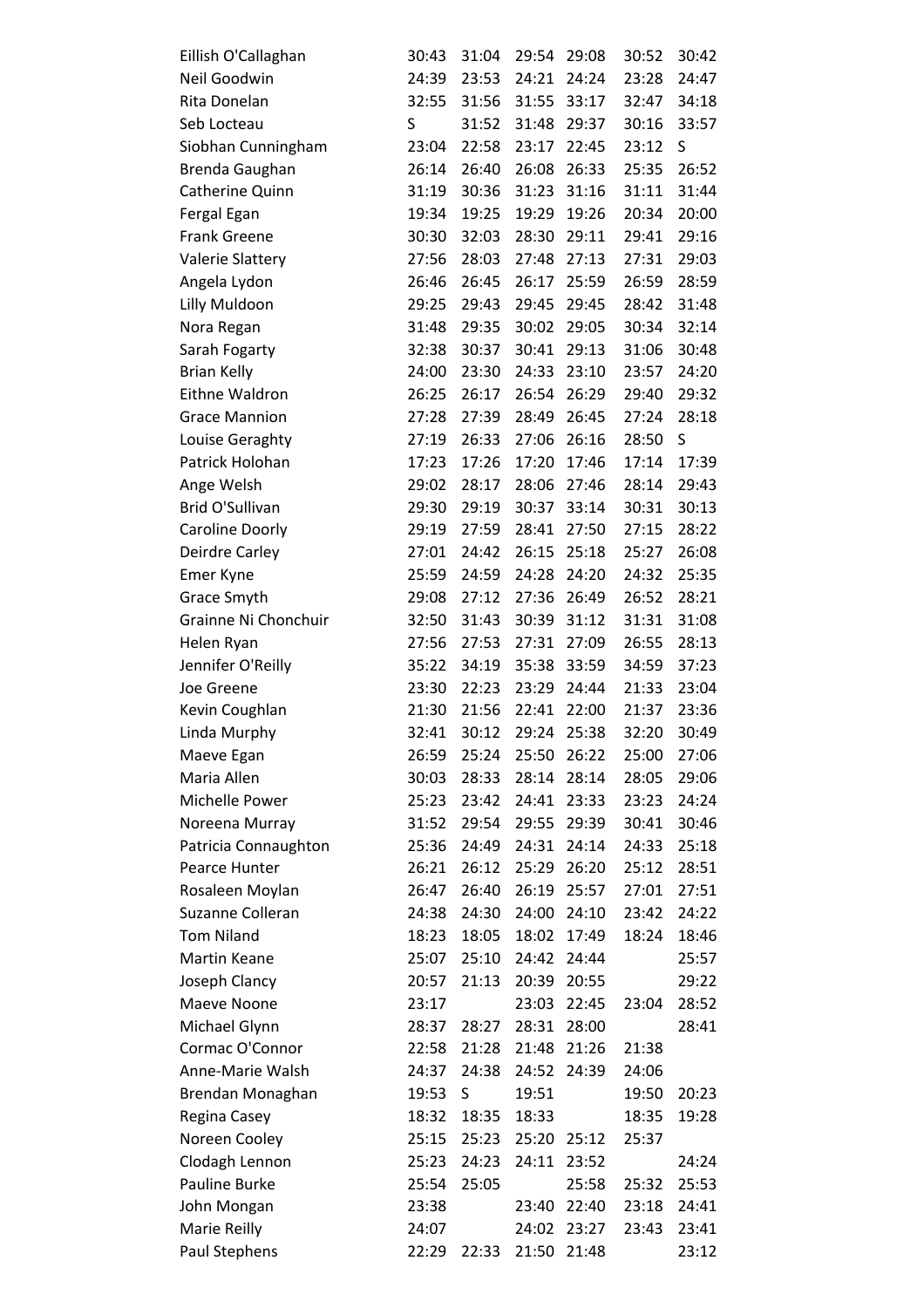| | | | | | | |
|---|---|---|---|---|---|---|
| Eillish O'Callaghan | 30:43 | 31:04 | 29:54 | 29:08 | 30:52 | 30:42 |
| Neil Goodwin | 24:39 | 23:53 | 24:21 | 24:24 | 23:28 | 24:47 |
| Rita Donelan | 32:55 | 31:56 | 31:55 | 33:17 | 32:47 | 34:18 |
| Seb Locteau | S | 31:52 | 31:48 | 29:37 | 30:16 | 33:57 |
| Siobhan Cunningham | 23:04 | 22:58 | 23:17 | 22:45 | 23:12 | S |
| Brenda Gaughan | 26:14 | 26:40 | 26:08 | 26:33 | 25:35 | 26:52 |
| Catherine Quinn | 31:19 | 30:36 | 31:23 | 31:16 | 31:11 | 31:44 |
| Fergal Egan | 19:34 | 19:25 | 19:29 | 19:26 | 20:34 | 20:00 |
| Frank Greene | 30:30 | 32:03 | 28:30 | 29:11 | 29:41 | 29:16 |
| Valerie Slattery | 27:56 | 28:03 | 27:48 | 27:13 | 27:31 | 29:03 |
| Angela Lydon | 26:46 | 26:45 | 26:17 | 25:59 | 26:59 | 28:59 |
| Lilly Muldoon | 29:25 | 29:43 | 29:45 | 29:45 | 28:42 | 31:48 |
| Nora Regan | 31:48 | 29:35 | 30:02 | 29:05 | 30:34 | 32:14 |
| Sarah Fogarty | 32:38 | 30:37 | 30:41 | 29:13 | 31:06 | 30:48 |
| Brian Kelly | 24:00 | 23:30 | 24:33 | 23:10 | 23:57 | 24:20 |
| Eithne Waldron | 26:25 | 26:17 | 26:54 | 26:29 | 29:40 | 29:32 |
| Grace Mannion | 27:28 | 27:39 | 28:49 | 26:45 | 27:24 | 28:18 |
| Louise Geraghty | 27:19 | 26:33 | 27:06 | 26:16 | 28:50 | S |
| Patrick Holohan | 17:23 | 17:26 | 17:20 | 17:46 | 17:14 | 17:39 |
| Ange Welsh | 29:02 | 28:17 | 28:06 | 27:46 | 28:14 | 29:43 |
| Brid O'Sullivan | 29:30 | 29:19 | 30:37 | 33:14 | 30:31 | 30:13 |
| Caroline Doorly | 29:19 | 27:59 | 28:41 | 27:50 | 27:15 | 28:22 |
| Deirdre Carley | 27:01 | 24:42 | 26:15 | 25:18 | 25:27 | 26:08 |
| Emer Kyne | 25:59 | 24:59 | 24:28 | 24:20 | 24:32 | 25:35 |
| Grace Smyth | 29:08 | 27:12 | 27:36 | 26:49 | 26:52 | 28:21 |
| Grainne Ni Chonchuir | 32:50 | 31:43 | 30:39 | 31:12 | 31:31 | 31:08 |
| Helen Ryan | 27:56 | 27:53 | 27:31 | 27:09 | 26:55 | 28:13 |
| Jennifer O'Reilly | 35:22 | 34:19 | 35:38 | 33:59 | 34:59 | 37:23 |
| Joe Greene | 23:30 | 22:23 | 23:29 | 24:44 | 21:33 | 23:04 |
| Kevin Coughlan | 21:30 | 21:56 | 22:41 | 22:00 | 21:37 | 23:36 |
| Linda Murphy | 32:41 | 30:12 | 29:24 | 25:38 | 32:20 | 30:49 |
| Maeve Egan | 26:59 | 25:24 | 25:50 | 26:22 | 25:00 | 27:06 |
| Maria Allen | 30:03 | 28:33 | 28:14 | 28:14 | 28:05 | 29:06 |
| Michelle Power | 25:23 | 23:42 | 24:41 | 23:33 | 23:23 | 24:24 |
| Noreena Murray | 31:52 | 29:54 | 29:55 | 29:39 | 30:41 | 30:46 |
| Patricia Connaughton | 25:36 | 24:49 | 24:31 | 24:14 | 24:33 | 25:18 |
| Pearce Hunter | 26:21 | 26:12 | 25:29 | 26:20 | 25:12 | 28:51 |
| Rosaleen Moylan | 26:47 | 26:40 | 26:19 | 25:57 | 27:01 | 27:51 |
| Suzanne Colleran | 24:38 | 24:30 | 24:00 | 24:10 | 23:42 | 24:22 |
| Tom Niland | 18:23 | 18:05 | 18:02 | 17:49 | 18:24 | 18:46 |
| Martin Keane | 25:07 | 25:10 | 24:42 | 24:44 | | 25:57 |
| Joseph Clancy | 20:57 | 21:13 | 20:39 | 20:55 | | 29:22 |
| Maeve Noone | 23:17 | | 23:03 | 22:45 | 23:04 | 28:52 |
| Michael Glynn | 28:37 | 28:27 | 28:31 | 28:00 | | 28:41 |
| Cormac O'Connor | 22:58 | 21:28 | 21:48 | 21:26 | 21:38 | |
| Anne-Marie Walsh | 24:37 | 24:38 | 24:52 | 24:39 | 24:06 | |
| Brendan Monaghan | 19:53 | S | 19:51 | | 19:50 | 20:23 |
| Regina Casey | 18:32 | 18:35 | 18:33 | | 18:35 | 19:28 |
| Noreen Cooley | 25:15 | 25:23 | 25:20 | 25:12 | 25:37 | |
| Clodagh Lennon | 25:23 | 24:23 | 24:11 | 23:52 | | 24:24 |
| Pauline Burke | 25:54 | 25:05 | | 25:58 | 25:32 | 25:53 |
| John Mongan | 23:38 | | 23:40 | 22:40 | 23:18 | 24:41 |
| Marie Reilly | 24:07 | | 24:02 | 23:27 | 23:43 | 23:41 |
| Paul Stephens | 22:29 | 22:33 | 21:50 | 21:48 | | 23:12 |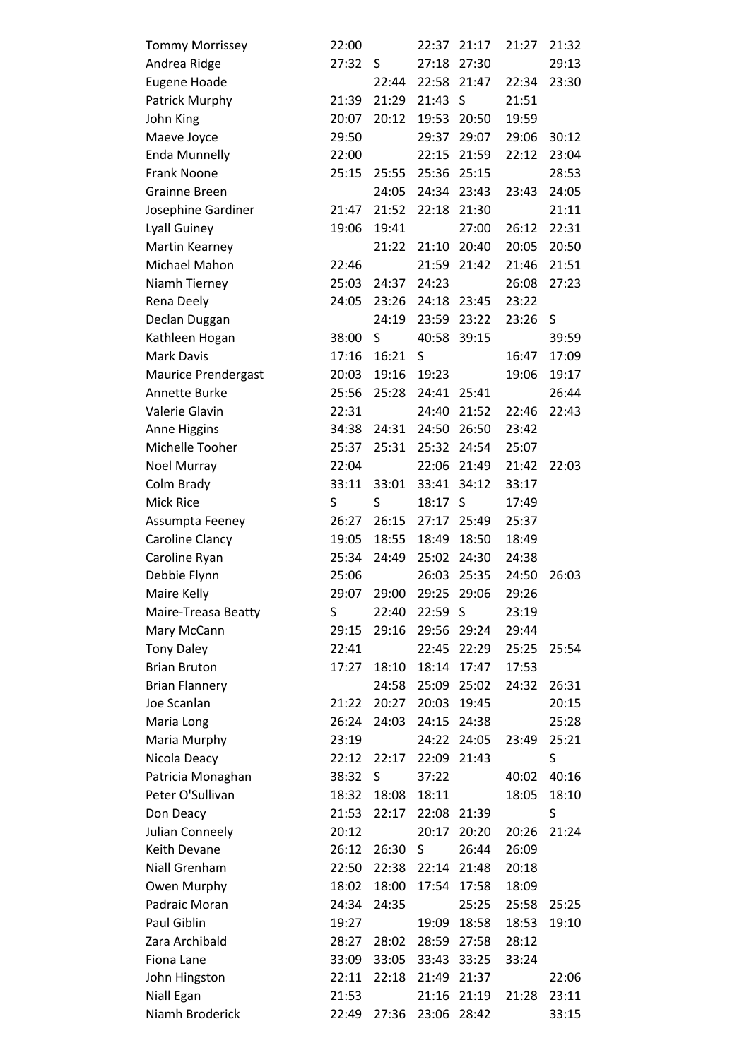| | | | | | | |
|---|---|---|---|---|---|---|
| Tommy Morrissey | 22:00 | | 22:37 | 21:17 | 21:27 | 21:32 |
| Andrea Ridge | 27:32 | S | 27:18 | 27:30 | | 29:13 |
| Eugene Hoade | | 22:44 | 22:58 | 21:47 | 22:34 | 23:30 |
| Patrick Murphy | 21:39 | 21:29 | 21:43 | S | 21:51 | |
| John King | 20:07 | 20:12 | 19:53 | 20:50 | 19:59 | |
| Maeve Joyce | 29:50 | | 29:37 | 29:07 | 29:06 | 30:12 |
| Enda Munnelly | 22:00 | | 22:15 | 21:59 | 22:12 | 23:04 |
| Frank Noone | 25:15 | 25:55 | 25:36 | 25:15 | | 28:53 |
| Grainne Breen | | 24:05 | 24:34 | 23:43 | 23:43 | 24:05 |
| Josephine Gardiner | 21:47 | 21:52 | 22:18 | 21:30 | | 21:11 |
| Lyall Guiney | 19:06 | 19:41 | | 27:00 | 26:12 | 22:31 |
| Martin Kearney | | 21:22 | 21:10 | 20:40 | 20:05 | 20:50 |
| Michael Mahon | 22:46 | | 21:59 | 21:42 | 21:46 | 21:51 |
| Niamh Tierney | 25:03 | 24:37 | 24:23 | | 26:08 | 27:23 |
| Rena Deely | 24:05 | 23:26 | 24:18 | 23:45 | 23:22 | |
| Declan Duggan | | 24:19 | 23:59 | 23:22 | 23:26 | S |
| Kathleen Hogan | 38:00 | S | 40:58 | 39:15 | | 39:59 |
| Mark Davis | 17:16 | 16:21 | S | | 16:47 | 17:09 |
| Maurice Prendergast | 20:03 | 19:16 | 19:23 | | 19:06 | 19:17 |
| Annette Burke | 25:56 | 25:28 | 24:41 | 25:41 | | 26:44 |
| Valerie Glavin | 22:31 | | 24:40 | 21:52 | 22:46 | 22:43 |
| Anne Higgins | 34:38 | 24:31 | 24:50 | 26:50 | 23:42 | |
| Michelle Tooher | 25:37 | 25:31 | 25:32 | 24:54 | 25:07 | |
| Noel Murray | 22:04 | | 22:06 | 21:49 | 21:42 | 22:03 |
| Colm Brady | 33:11 | 33:01 | 33:41 | 34:12 | 33:17 | |
| Mick Rice | S | S | 18:17 | S | 17:49 | |
| Assumpta Feeney | 26:27 | 26:15 | 27:17 | 25:49 | 25:37 | |
| Caroline Clancy | 19:05 | 18:55 | 18:49 | 18:50 | 18:49 | |
| Caroline Ryan | 25:34 | 24:49 | 25:02 | 24:30 | 24:38 | |
| Debbie Flynn | 25:06 | | 26:03 | 25:35 | 24:50 | 26:03 |
| Maire Kelly | 29:07 | 29:00 | 29:25 | 29:06 | 29:26 | |
| Maire-Treasa Beatty | S | 22:40 | 22:59 | S | 23:19 | |
| Mary McCann | 29:15 | 29:16 | 29:56 | 29:24 | 29:44 | |
| Tony Daley | 22:41 | | 22:45 | 22:29 | 25:25 | 25:54 |
| Brian Bruton | 17:27 | 18:10 | 18:14 | 17:47 | 17:53 | |
| Brian Flannery | | 24:58 | 25:09 | 25:02 | 24:32 | 26:31 |
| Joe Scanlan | 21:22 | 20:27 | 20:03 | 19:45 | | 20:15 |
| Maria Long | 26:24 | 24:03 | 24:15 | 24:38 | | 25:28 |
| Maria Murphy | 23:19 | | 24:22 | 24:05 | 23:49 | 25:21 |
| Nicola Deacy | 22:12 | 22:17 | 22:09 | 21:43 | | S |
| Patricia Monaghan | 38:32 | S | 37:22 | | 40:02 | 40:16 |
| Peter O'Sullivan | 18:32 | 18:08 | 18:11 | | 18:05 | 18:10 |
| Don Deacy | 21:53 | 22:17 | 22:08 | 21:39 | | S |
| Julian Conneely | 20:12 | | 20:17 | 20:20 | 20:26 | 21:24 |
| Keith Devane | 26:12 | 26:30 | S | 26:44 | 26:09 | |
| Niall Grenham | 22:50 | 22:38 | 22:14 | 21:48 | 20:18 | |
| Owen Murphy | 18:02 | 18:00 | 17:54 | 17:58 | 18:09 | |
| Padraic Moran | 24:34 | 24:35 | | 25:25 | 25:58 | 25:25 |
| Paul Giblin | 19:27 | | 19:09 | 18:58 | 18:53 | 19:10 |
| Zara Archibald | 28:27 | 28:02 | 28:59 | 27:58 | 28:12 | |
| Fiona Lane | 33:09 | 33:05 | 33:43 | 33:25 | 33:24 | |
| John Hingston | 22:11 | 22:18 | 21:49 | 21:37 | | 22:06 |
| Niall Egan | 21:53 | | 21:16 | 21:19 | 21:28 | 23:11 |
| Niamh Broderick | 22:49 | 27:36 | 23:06 | 28:42 | | 33:15 |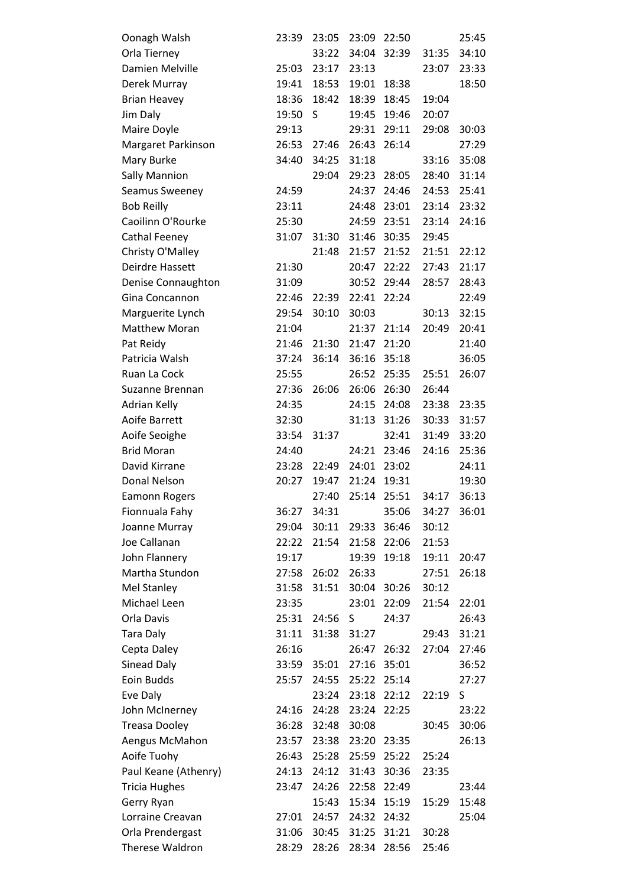| | | | | | | |
|---|---|---|---|---|---|---|
| Oonagh Walsh | 23:39 | 23:05 | 23:09 | 22:50 | | 25:45 |
| Orla Tierney | | 33:22 | 34:04 | 32:39 | 31:35 | 34:10 |
| Damien Melville | 25:03 | 23:17 | 23:13 | | 23:07 | 23:33 |
| Derek Murray | 19:41 | 18:53 | 19:01 | 18:38 | | 18:50 |
| Brian Heavey | 18:36 | 18:42 | 18:39 | 18:45 | 19:04 | |
| Jim Daly | 19:50 | S | 19:45 | 19:46 | 20:07 | |
| Maire Doyle | 29:13 | | 29:31 | 29:11 | 29:08 | 30:03 |
| Margaret Parkinson | 26:53 | 27:46 | 26:43 | 26:14 | | 27:29 |
| Mary Burke | 34:40 | 34:25 | 31:18 | | 33:16 | 35:08 |
| Sally Mannion | | 29:04 | 29:23 | 28:05 | 28:40 | 31:14 |
| Seamus Sweeney | 24:59 | | 24:37 | 24:46 | 24:53 | 25:41 |
| Bob Reilly | 23:11 | | 24:48 | 23:01 | 23:14 | 23:32 |
| Caoilinn O'Rourke | 25:30 | | 24:59 | 23:51 | 23:14 | 24:16 |
| Cathal Feeney | 31:07 | 31:30 | 31:46 | 30:35 | 29:45 | |
| Christy O'Malley | | 21:48 | 21:57 | 21:52 | 21:51 | 22:12 |
| Deirdre Hassett | 21:30 | | 20:47 | 22:22 | 27:43 | 21:17 |
| Denise Connaughton | 31:09 | | 30:52 | 29:44 | 28:57 | 28:43 |
| Gina Concannon | 22:46 | 22:39 | 22:41 | 22:24 | | 22:49 |
| Marguerite Lynch | 29:54 | 30:10 | 30:03 | | 30:13 | 32:15 |
| Matthew Moran | 21:04 | | 21:37 | 21:14 | 20:49 | 20:41 |
| Pat Reidy | 21:46 | 21:30 | 21:47 | 21:20 | | 21:40 |
| Patricia Walsh | 37:24 | 36:14 | 36:16 | 35:18 | | 36:05 |
| Ruan La Cock | 25:55 | | 26:52 | 25:35 | 25:51 | 26:07 |
| Suzanne Brennan | 27:36 | 26:06 | 26:06 | 26:30 | 26:44 | |
| Adrian Kelly | 24:35 | | 24:15 | 24:08 | 23:38 | 23:35 |
| Aoife Barrett | 32:30 | | 31:13 | 31:26 | 30:33 | 31:57 |
| Aoife Seoighe | 33:54 | 31:37 | | 32:41 | 31:49 | 33:20 |
| Brid Moran | 24:40 | | 24:21 | 23:46 | 24:16 | 25:36 |
| David Kirrane | 23:28 | 22:49 | 24:01 | 23:02 | | 24:11 |
| Donal Nelson | 20:27 | 19:47 | 21:24 | 19:31 | | 19:30 |
| Eamonn Rogers | | 27:40 | 25:14 | 25:51 | 34:17 | 36:13 |
| Fionnuala Fahy | 36:27 | 34:31 | | 35:06 | 34:27 | 36:01 |
| Joanne Murray | 29:04 | 30:11 | 29:33 | 36:46 | 30:12 | |
| Joe Callanan | 22:22 | 21:54 | 21:58 | 22:06 | 21:53 | |
| John Flannery | 19:17 | | 19:39 | 19:18 | 19:11 | 20:47 |
| Martha Stundon | 27:58 | 26:02 | 26:33 | | 27:51 | 26:18 |
| Mel Stanley | 31:58 | 31:51 | 30:04 | 30:26 | 30:12 | |
| Michael Leen | 23:35 | | 23:01 | 22:09 | 21:54 | 22:01 |
| Orla Davis | 25:31 | 24:56 | S | 24:37 | | 26:43 |
| Tara Daly | 31:11 | 31:38 | 31:27 | | 29:43 | 31:21 |
| Cepta Daley | 26:16 | | 26:47 | 26:32 | 27:04 | 27:46 |
| Sinead Daly | 33:59 | 35:01 | 27:16 | 35:01 | | 36:52 |
| Eoin Budds | 25:57 | 24:55 | 25:22 | 25:14 | | 27:27 |
| Eve Daly | | 23:24 | 23:18 | 22:12 | 22:19 | S |
| John McInerney | 24:16 | 24:28 | 23:24 | 22:25 | | 23:22 |
| Treasa Dooley | 36:28 | 32:48 | 30:08 | | 30:45 | 30:06 |
| Aengus McMahon | 23:57 | 23:38 | 23:20 | 23:35 | | 26:13 |
| Aoife Tuohy | 26:43 | 25:28 | 25:59 | 25:22 | 25:24 | |
| Paul Keane (Athenry) | 24:13 | 24:12 | 31:43 | 30:36 | 23:35 | |
| Tricia Hughes | 23:47 | 24:26 | 22:58 | 22:49 | | 23:44 |
| Gerry Ryan | | 15:43 | 15:34 | 15:19 | 15:29 | 15:48 |
| Lorraine Creavan | 27:01 | 24:57 | 24:32 | 24:32 | | 25:04 |
| Orla Prendergast | 31:06 | 30:45 | 31:25 | 31:21 | 30:28 | |
| Therese Waldron | 28:29 | 28:26 | 28:34 | 28:56 | 25:46 | |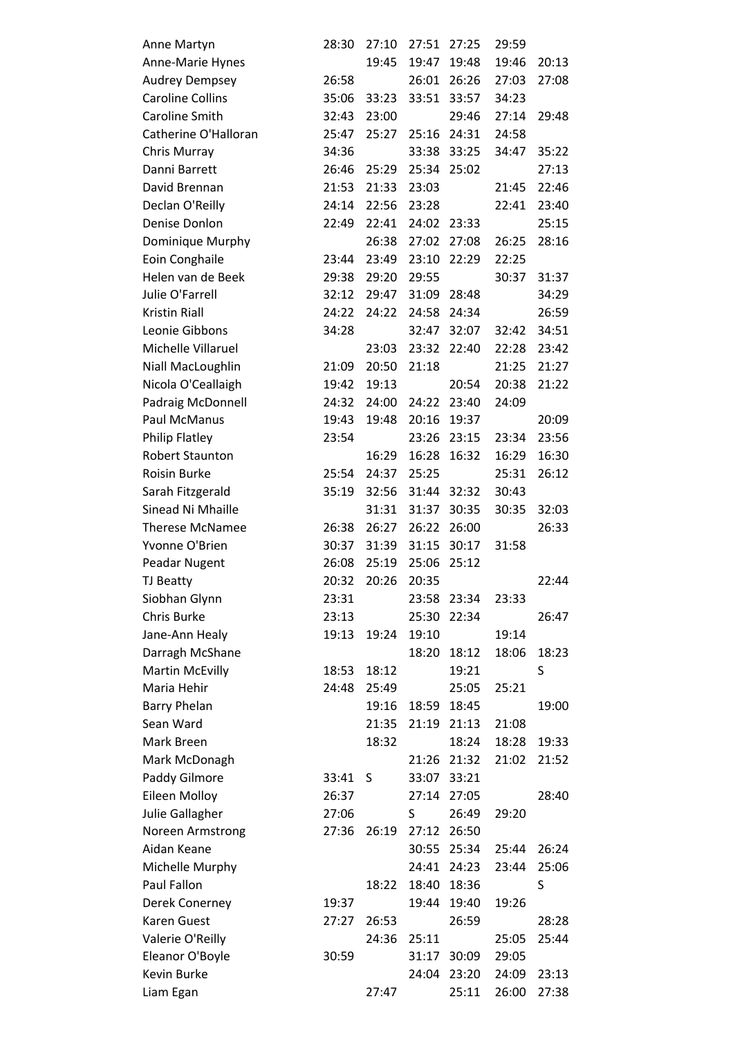| | | | | | | |
|---|---|---|---|---|---|---|
| Anne Martyn | 28:30 | 27:10 | 27:51 | 27:25 | 29:59 | |
| Anne-Marie Hynes | | 19:45 | 19:47 | 19:48 | 19:46 | 20:13 |
| Audrey Dempsey | 26:58 | | 26:01 | 26:26 | 27:03 | 27:08 |
| Caroline Collins | 35:06 | 33:23 | 33:51 | 33:57 | 34:23 | |
| Caroline Smith | 32:43 | 23:00 | | 29:46 | 27:14 | 29:48 |
| Catherine O'Halloran | 25:47 | 25:27 | 25:16 | 24:31 | 24:58 | |
| Chris Murray | 34:36 | | 33:38 | 33:25 | 34:47 | 35:22 |
| Danni Barrett | 26:46 | 25:29 | 25:34 | 25:02 | | 27:13 |
| David Brennan | 21:53 | 21:33 | 23:03 | | 21:45 | 22:46 |
| Declan O'Reilly | 24:14 | 22:56 | 23:28 | | 22:41 | 23:40 |
| Denise Donlon | 22:49 | 22:41 | 24:02 | 23:33 | | 25:15 |
| Dominique Murphy | | 26:38 | 27:02 | 27:08 | 26:25 | 28:16 |
| Eoin Conghaile | 23:44 | 23:49 | 23:10 | 22:29 | 22:25 | |
| Helen van de Beek | 29:38 | 29:20 | 29:55 | | 30:37 | 31:37 |
| Julie O'Farrell | 32:12 | 29:47 | 31:09 | 28:48 | | 34:29 |
| Kristin Riall | 24:22 | 24:22 | 24:58 | 24:34 | | 26:59 |
| Leonie Gibbons | 34:28 | | 32:47 | 32:07 | 32:42 | 34:51 |
| Michelle Villaruel | | 23:03 | 23:32 | 22:40 | 22:28 | 23:42 |
| Niall MacLoughlin | 21:09 | 20:50 | 21:18 | | 21:25 | 21:27 |
| Nicola O'Ceallaigh | 19:42 | 19:13 | | 20:54 | 20:38 | 21:22 |
| Padraig McDonnell | 24:32 | 24:00 | 24:22 | 23:40 | 24:09 | |
| Paul McManus | 19:43 | 19:48 | 20:16 | 19:37 | | 20:09 |
| Philip Flatley | 23:54 | | 23:26 | 23:15 | 23:34 | 23:56 |
| Robert Staunton | | 16:29 | 16:28 | 16:32 | 16:29 | 16:30 |
| Roisin Burke | 25:54 | 24:37 | 25:25 | | 25:31 | 26:12 |
| Sarah Fitzgerald | 35:19 | 32:56 | 31:44 | 32:32 | 30:43 | |
| Sinead Ni Mhaille | | 31:31 | 31:37 | 30:35 | 30:35 | 32:03 |
| Therese McNamee | 26:38 | 26:27 | 26:22 | 26:00 | | 26:33 |
| Yvonne O'Brien | 30:37 | 31:39 | 31:15 | 30:17 | 31:58 | |
| Peadar Nugent | 26:08 | 25:19 | 25:06 | 25:12 | | |
| TJ Beatty | 20:32 | 20:26 | 20:35 | | | 22:44 |
| Siobhan Glynn | 23:31 | | 23:58 | 23:34 | 23:33 | |
| Chris Burke | 23:13 | | 25:30 | 22:34 | | 26:47 |
| Jane-Ann Healy | 19:13 | 19:24 | 19:10 | | 19:14 | |
| Darragh McShane | | | 18:20 | 18:12 | 18:06 | 18:23 |
| Martin McEvilly | 18:53 | 18:12 | | 19:21 | | S |
| Maria Hehir | 24:48 | 25:49 | | 25:05 | 25:21 | |
| Barry Phelan | | 19:16 | 18:59 | 18:45 | | 19:00 |
| Sean Ward | | 21:35 | 21:19 | 21:13 | 21:08 | |
| Mark Breen | | 18:32 | | 18:24 | 18:28 | 19:33 |
| Mark McDonagh | | | 21:26 | 21:32 | 21:02 | 21:52 |
| Paddy Gilmore | 33:41 | S | 33:07 | 33:21 | | |
| Eileen Molloy | 26:37 | | 27:14 | 27:05 | | 28:40 |
| Julie Gallagher | 27:06 | | S | 26:49 | 29:20 | |
| Noreen Armstrong | 27:36 | 26:19 | 27:12 | 26:50 | | |
| Aidan Keane | | | 30:55 | 25:34 | 25:44 | 26:24 |
| Michelle Murphy | | | 24:41 | 24:23 | 23:44 | 25:06 |
| Paul Fallon | | 18:22 | 18:40 | 18:36 | | S |
| Derek Conerney | 19:37 | | 19:44 | 19:40 | 19:26 | |
| Karen Guest | 27:27 | 26:53 | | 26:59 | | 28:28 |
| Valerie O'Reilly | | 24:36 | 25:11 | | 25:05 | 25:44 |
| Eleanor O'Boyle | 30:59 | | 31:17 | 30:09 | 29:05 | |
| Kevin Burke | | | 24:04 | 23:20 | 24:09 | 23:13 |
| Liam Egan | | 27:47 | | 25:11 | 26:00 | 27:38 |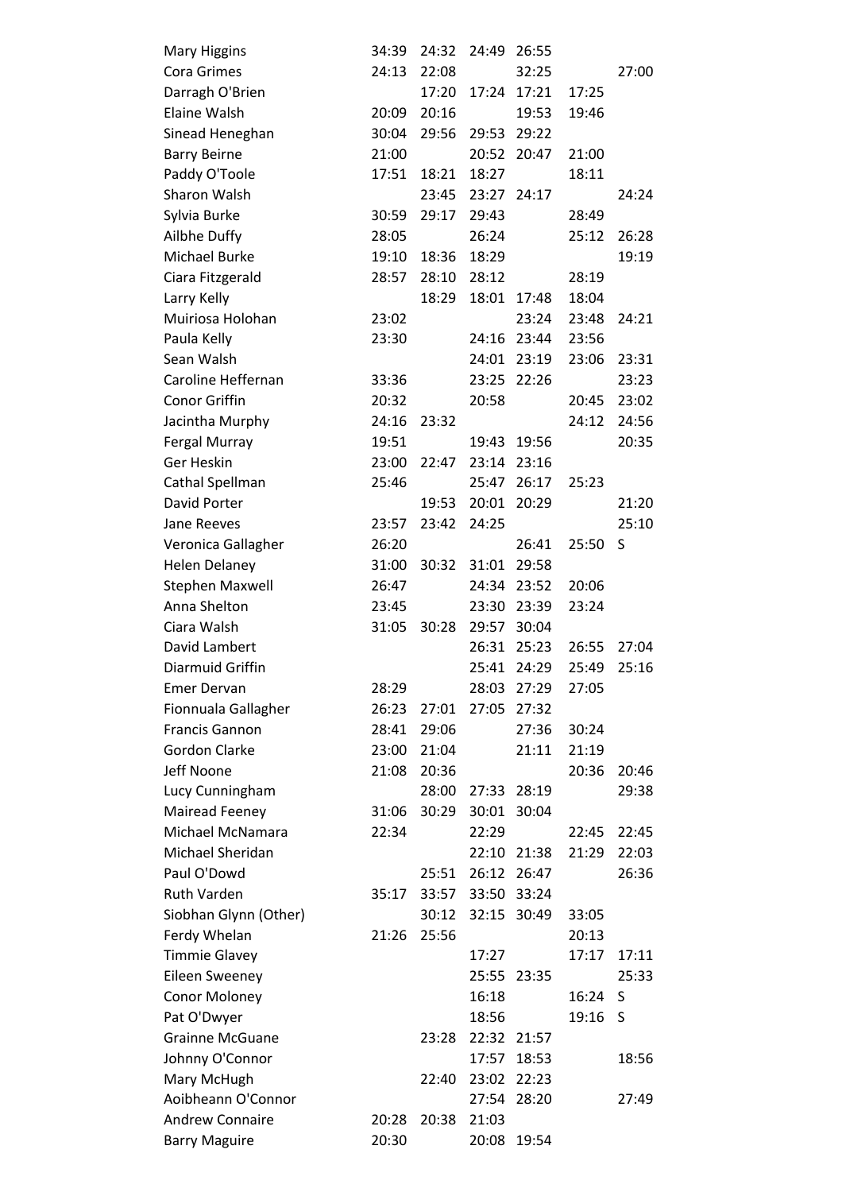| | | | | | | |
|---|---|---|---|---|---|---|
| Mary Higgins | 34:39 | 24:32 | 24:49 | 26:55 | | |
| Cora Grimes | 24:13 | 22:08 | | 32:25 | | 27:00 |
| Darragh O'Brien | | 17:20 | 17:24 | 17:21 | 17:25 | |
| Elaine Walsh | 20:09 | 20:16 | | 19:53 | 19:46 | |
| Sinead Heneghan | 30:04 | 29:56 | 29:53 | 29:22 | | |
| Barry Beirne | 21:00 | | 20:52 | 20:47 | 21:00 | |
| Paddy O'Toole | 17:51 | 18:21 | 18:27 | | 18:11 | |
| Sharon Walsh | | 23:45 | 23:27 | 24:17 | | 24:24 |
| Sylvia Burke | 30:59 | 29:17 | 29:43 | | 28:49 | |
| Ailbhe Duffy | 28:05 | | 26:24 | | 25:12 | 26:28 |
| Michael Burke | 19:10 | 18:36 | 18:29 | | | 19:19 |
| Ciara Fitzgerald | 28:57 | 28:10 | 28:12 | | 28:19 | |
| Larry Kelly | | 18:29 | 18:01 | 17:48 | 18:04 | |
| Muiriosa Holohan | 23:02 | | | 23:24 | 23:48 | 24:21 |
| Paula Kelly | 23:30 | | 24:16 | 23:44 | 23:56 | |
| Sean Walsh | | | 24:01 | 23:19 | 23:06 | 23:31 |
| Caroline Heffernan | 33:36 | | 23:25 | 22:26 | | 23:23 |
| Conor Griffin | 20:32 | | 20:58 | | 20:45 | 23:02 |
| Jacintha Murphy | 24:16 | 23:32 | | | 24:12 | 24:56 |
| Fergal Murray | 19:51 | | 19:43 | 19:56 | | 20:35 |
| Ger Heskin | 23:00 | 22:47 | 23:14 | 23:16 | | |
| Cathal Spellman | 25:46 | | 25:47 | 26:17 | 25:23 | |
| David Porter | | 19:53 | 20:01 | 20:29 | | 21:20 |
| Jane Reeves | 23:57 | 23:42 | 24:25 | | | 25:10 |
| Veronica Gallagher | 26:20 | | | 26:41 | 25:50 | S |
| Helen Delaney | 31:00 | 30:32 | 31:01 | 29:58 | | |
| Stephen Maxwell | 26:47 | | 24:34 | 23:52 | 20:06 | |
| Anna Shelton | 23:45 | | 23:30 | 23:39 | 23:24 | |
| Ciara Walsh | 31:05 | 30:28 | 29:57 | 30:04 | | |
| David Lambert | | | 26:31 | 25:23 | 26:55 | 27:04 |
| Diarmuid Griffin | | | 25:41 | 24:29 | 25:49 | 25:16 |
| Emer Dervan | 28:29 | | 28:03 | 27:29 | 27:05 | |
| Fionnuala Gallagher | 26:23 | 27:01 | 27:05 | 27:32 | | |
| Francis Gannon | 28:41 | 29:06 | | 27:36 | 30:24 | |
| Gordon Clarke | 23:00 | 21:04 | | 21:11 | 21:19 | |
| Jeff Noone | 21:08 | 20:36 | | | 20:36 | 20:46 |
| Lucy Cunningham | | 28:00 | 27:33 | 28:19 | | 29:38 |
| Mairead Feeney | 31:06 | 30:29 | 30:01 | 30:04 | | |
| Michael McNamara | 22:34 | | 22:29 | | 22:45 | 22:45 |
| Michael Sheridan | | | 22:10 | 21:38 | 21:29 | 22:03 |
| Paul O'Dowd | | 25:51 | 26:12 | 26:47 | | 26:36 |
| Ruth Varden | 35:17 | 33:57 | 33:50 | 33:24 | | |
| Siobhan Glynn (Other) | | 30:12 | 32:15 | 30:49 | 33:05 | |
| Ferdy Whelan | 21:26 | 25:56 | | | 20:13 | |
| Timmie Glavey | | | 17:27 | | 17:17 | 17:11 |
| Eileen Sweeney | | | 25:55 | 23:35 | | 25:33 |
| Conor Moloney | | | 16:18 | | 16:24 | S |
| Pat O'Dwyer | | | 18:56 | | 19:16 | S |
| Grainne McGuane | | 23:28 | 22:32 | 21:57 | | |
| Johnny O'Connor | | | 17:57 | 18:53 | | 18:56 |
| Mary McHugh | | 22:40 | 23:02 | 22:23 | | |
| Aoibheann O'Connor | | | 27:54 | 28:20 | | 27:49 |
| Andrew Connaire | 20:28 | 20:38 | 21:03 | | | |
| Barry Maguire | 20:30 | | 20:08 | 19:54 | | |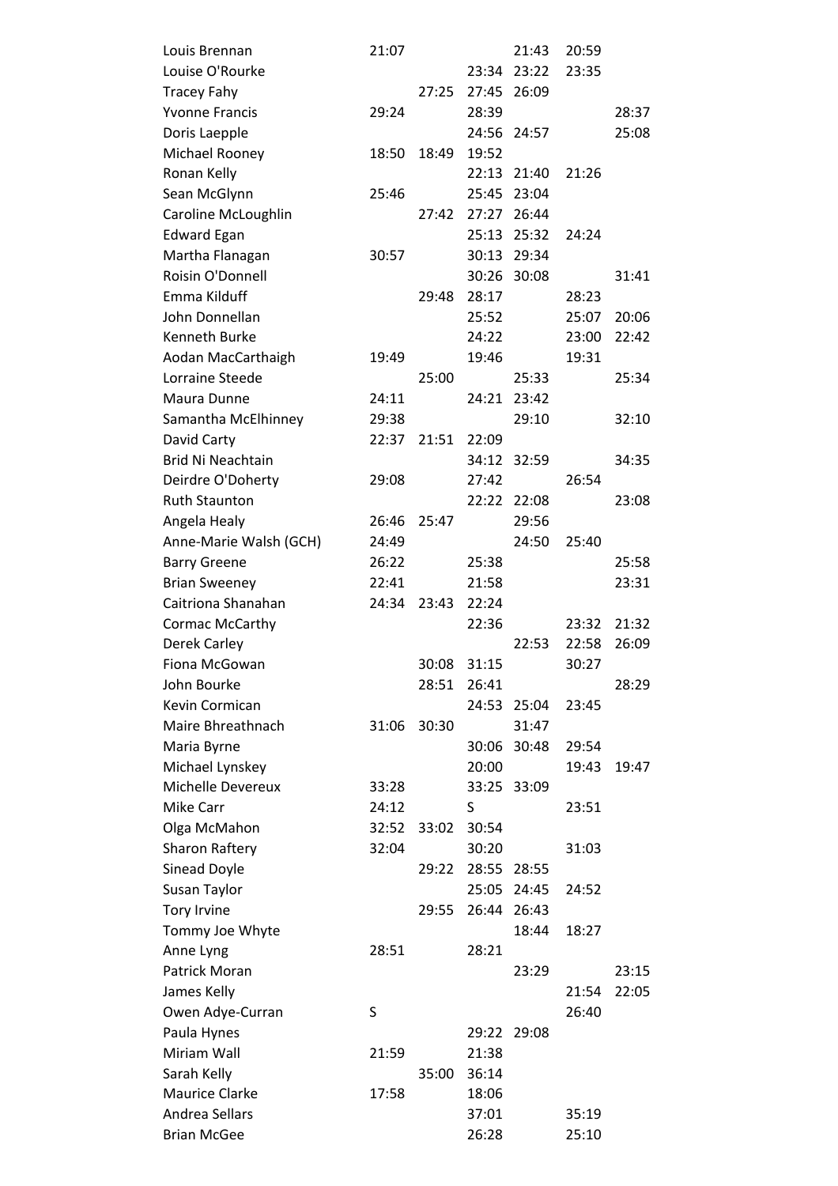| | | | | | | |
|---|---|---|---|---|---|---|
| Louis Brennan | 21:07 | | | 21:43 | 20:59 | |
| Louise O'Rourke | | | 23:34 | 23:22 | 23:35 | |
| Tracey Fahy | | 27:25 | 27:45 | 26:09 | | |
| Yvonne Francis | 29:24 | | 28:39 | | | 28:37 |
| Doris Laepple | | | 24:56 | 24:57 | | 25:08 |
| Michael Rooney | 18:50 | 18:49 | 19:52 | | | |
| Ronan Kelly | | | 22:13 | 21:40 | 21:26 | |
| Sean McGlynn | 25:46 | | 25:45 | 23:04 | | |
| Caroline McLoughlin | | 27:42 | 27:27 | 26:44 | | |
| Edward Egan | | | 25:13 | 25:32 | 24:24 | |
| Martha Flanagan | 30:57 | | 30:13 | 29:34 | | |
| Roisin O'Donnell | | | 30:26 | 30:08 | | 31:41 |
| Emma Kilduff | | 29:48 | 28:17 | | 28:23 | |
| John Donnellan | | | 25:52 | | 25:07 | 20:06 |
| Kenneth Burke | | | 24:22 | | 23:00 | 22:42 |
| Aodan MacCarthaigh | 19:49 | | 19:46 | | 19:31 | |
| Lorraine Steede | | 25:00 | | 25:33 | | 25:34 |
| Maura Dunne | 24:11 | | 24:21 | 23:42 | | |
| Samantha McElhinney | 29:38 | | | 29:10 | | 32:10 |
| David Carty | 22:37 | 21:51 | 22:09 | | | |
| Brid Ni Neachtain | | | 34:12 | 32:59 | | 34:35 |
| Deirdre O'Doherty | 29:08 | | 27:42 | | 26:54 | |
| Ruth Staunton | | | 22:22 | 22:08 | | 23:08 |
| Angela Healy | 26:46 | 25:47 | | 29:56 | | |
| Anne-Marie Walsh (GCH) | 24:49 | | | 24:50 | 25:40 | |
| Barry Greene | 26:22 | | 25:38 | | | 25:58 |
| Brian Sweeney | 22:41 | | 21:58 | | | 23:31 |
| Caitriona Shanahan | 24:34 | 23:43 | 22:24 | | | |
| Cormac McCarthy | | | 22:36 | | 23:32 | 21:32 |
| Derek Carley | | | | 22:53 | 22:58 | 26:09 |
| Fiona McGowan | | 30:08 | 31:15 | | 30:27 | |
| John Bourke | | 28:51 | 26:41 | | | 28:29 |
| Kevin Cormican | | | 24:53 | 25:04 | 23:45 | |
| Maire Bhreathnach | 31:06 | 30:30 | | 31:47 | | |
| Maria Byrne | | | 30:06 | 30:48 | 29:54 | |
| Michael Lynskey | | | 20:00 | | 19:43 | 19:47 |
| Michelle Devereux | 33:28 | | 33:25 | 33:09 | | |
| Mike Carr | 24:12 | | S | | 23:51 | |
| Olga McMahon | 32:52 | 33:02 | 30:54 | | | |
| Sharon Raftery | 32:04 | | 30:20 | | 31:03 | |
| Sinead Doyle | | 29:22 | 28:55 | 28:55 | | |
| Susan Taylor | | | 25:05 | 24:45 | 24:52 | |
| Tory Irvine | | 29:55 | 26:44 | 26:43 | | |
| Tommy Joe Whyte | | | | 18:44 | 18:27 | |
| Anne Lyng | 28:51 | | 28:21 | | | |
| Patrick Moran | | | | 23:29 | | 23:15 |
| James Kelly | | | | | 21:54 | 22:05 |
| Owen Adye-Curran | S | | | | 26:40 | |
| Paula Hynes | | | 29:22 | 29:08 | | |
| Miriam Wall | 21:59 | | 21:38 | | | |
| Sarah Kelly | | 35:00 | 36:14 | | | |
| Maurice Clarke | 17:58 | | 18:06 | | | |
| Andrea Sellars | | | 37:01 | | 35:19 | |
| Brian McGee | | | 26:28 | | 25:10 | |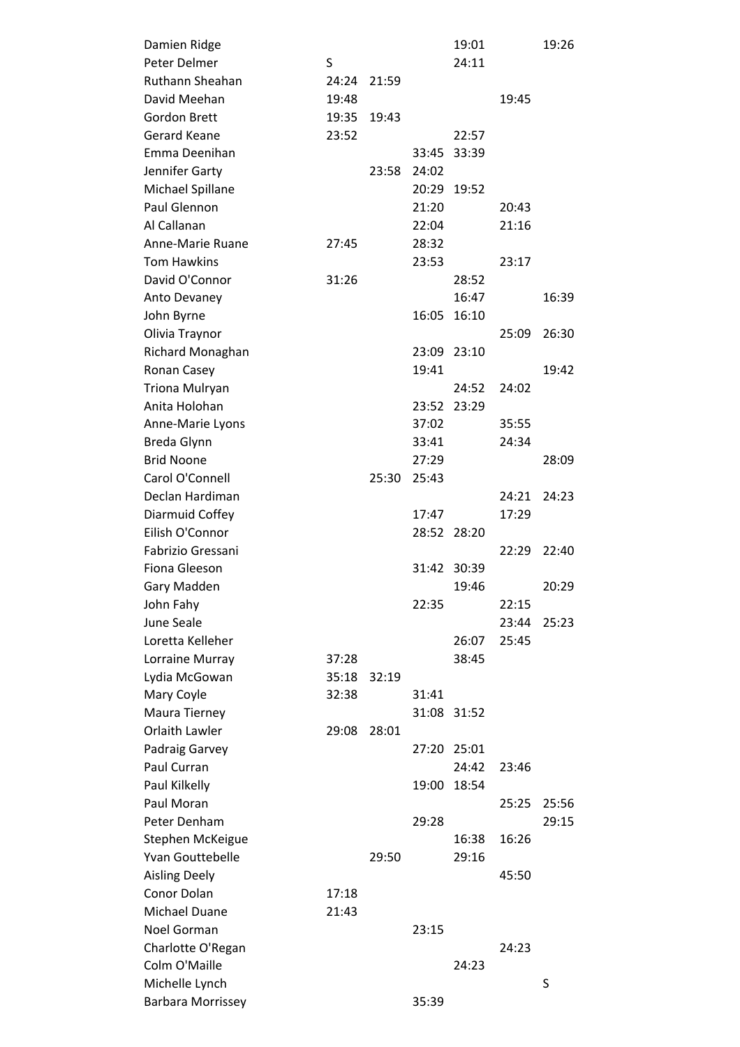| | | | | | | |
|---|---|---|---|---|---|---|
| Damien Ridge | | | | 19:01 | | 19:26 |
| Peter Delmer | S | | | 24:11 | | |
| Ruthann Sheahan | 24:24 | 21:59 | | | | |
| David Meehan | 19:48 | | | | 19:45 | |
| Gordon Brett | 19:35 | 19:43 | | | | |
| Gerard Keane | 23:52 | | | 22:57 | | |
| Emma Deenihan | | | 33:45 | 33:39 | | |
| Jennifer Garty | | 23:58 | 24:02 | | | |
| Michael Spillane | | | 20:29 | 19:52 | | |
| Paul Glennon | | | 21:20 | | 20:43 | |
| Al Callanan | | | 22:04 | | 21:16 | |
| Anne-Marie Ruane | 27:45 | | 28:32 | | | |
| Tom Hawkins | | | 23:53 | | 23:17 | |
| David O'Connor | 31:26 | | | 28:52 | | |
| Anto Devaney | | | | 16:47 | | 16:39 |
| John Byrne | | | 16:05 | 16:10 | | |
| Olivia Traynor | | | | | 25:09 | 26:30 |
| Richard Monaghan | | | 23:09 | 23:10 | | |
| Ronan Casey | | | 19:41 | | | 19:42 |
| Triona Mulryan | | | | 24:52 | 24:02 | |
| Anita Holohan | | | 23:52 | 23:29 | | |
| Anne-Marie Lyons | | | 37:02 | | 35:55 | |
| Breda Glynn | | | 33:41 | | 24:34 | |
| Brid Noone | | | 27:29 | | | 28:09 |
| Carol O'Connell | | 25:30 | 25:43 | | | |
| Declan Hardiman | | | | | 24:21 | 24:23 |
| Diarmuid Coffey | | | 17:47 | | 17:29 | |
| Eilish O'Connor | | | 28:52 | 28:20 | | |
| Fabrizio Gressani | | | | | 22:29 | 22:40 |
| Fiona Gleeson | | | 31:42 | 30:39 | | |
| Gary Madden | | | | 19:46 | | 20:29 |
| John Fahy | | | 22:35 | | 22:15 | |
| June Seale | | | | | 23:44 | 25:23 |
| Loretta Kelleher | | | | 26:07 | 25:45 | |
| Lorraine Murray | 37:28 | | | 38:45 | | |
| Lydia McGowan | 35:18 | 32:19 | | | | |
| Mary Coyle | 32:38 | | 31:41 | | | |
| Maura Tierney | | | 31:08 | 31:52 | | |
| Orlaith Lawler | 29:08 | 28:01 | | | | |
| Padraig Garvey | | | 27:20 | 25:01 | | |
| Paul Curran | | | | 24:42 | 23:46 | |
| Paul Kilkelly | | | 19:00 | 18:54 | | |
| Paul Moran | | | | | 25:25 | 25:56 |
| Peter Denham | | | 29:28 | | | 29:15 |
| Stephen McKeigue | | | | 16:38 | 16:26 | |
| Yvan Gouttebelle | | 29:50 | | 29:16 | | |
| Aisling Deely | | | | | 45:50 | |
| Conor Dolan | 17:18 | | | | | |
| Michael Duane | 21:43 | | | | | |
| Noel Gorman | | | 23:15 | | | |
| Charlotte O'Regan | | | | | 24:23 | |
| Colm O'Maille | | | | 24:23 | | |
| Michelle Lynch | | | | | | S |
| Barbara Morrissey | | | 35:39 | | | |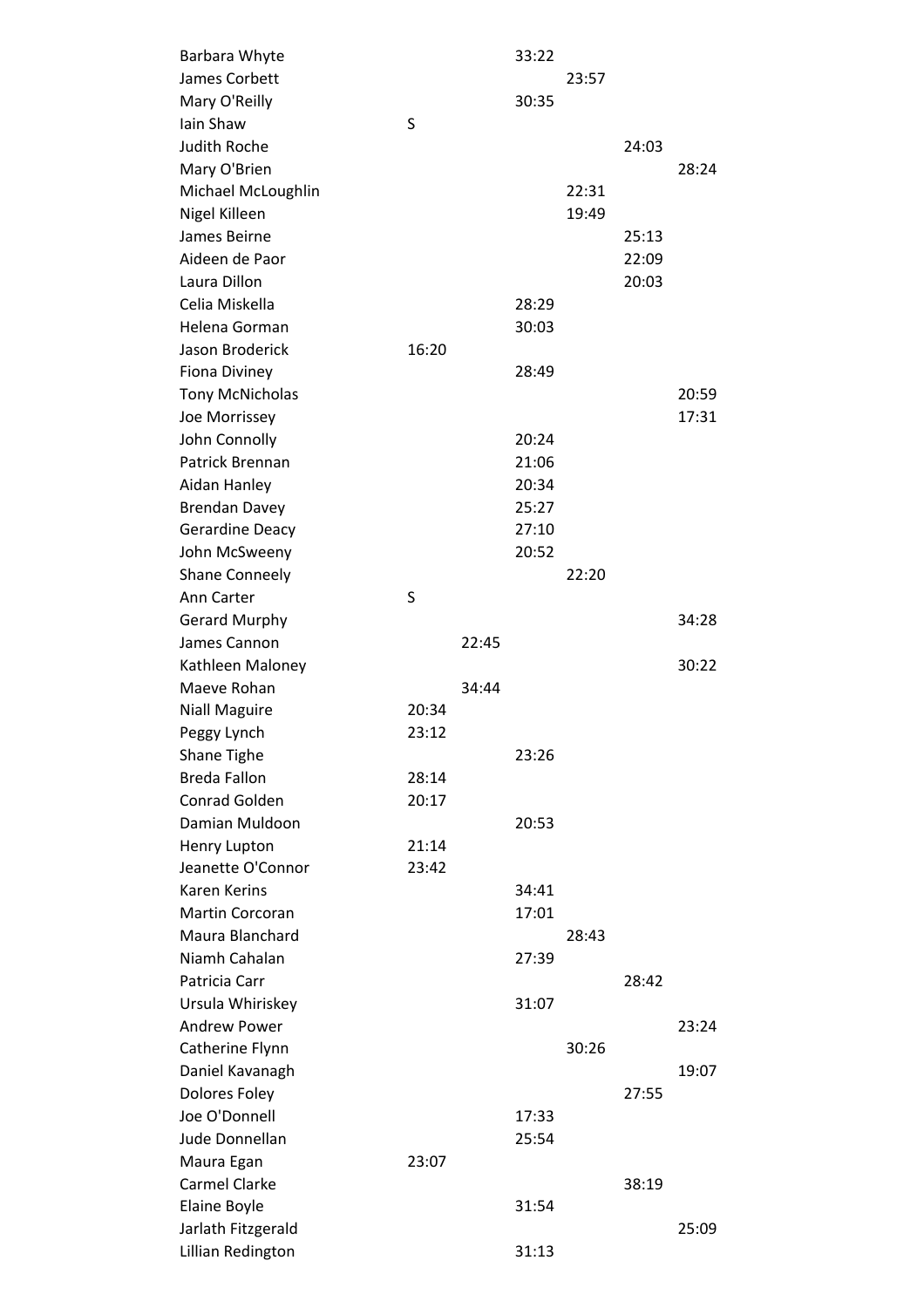| | | | | | | |
|---|---|---|---|---|---|---|
| Barbara Whyte | | | 33:22 | | | |
| James Corbett | | | | 23:57 | | |
| Mary O'Reilly | | | 30:35 | | | |
| Iain Shaw | S | | | | | |
| Judith Roche | | | | | 24:03 | |
| Mary O'Brien | | | | | | 28:24 |
| Michael McLoughlin | | | | 22:31 | | |
| Nigel Killeen | | | | 19:49 | | |
| James Beirne | | | | | 25:13 | |
| Aideen de Paor | | | | | 22:09 | |
| Laura Dillon | | | | | 20:03 | |
| Celia Miskella | | | 28:29 | | | |
| Helena Gorman | | | 30:03 | | | |
| Jason Broderick | 16:20 | | | | | |
| Fiona Diviney | | | 28:49 | | | |
| Tony McNicholas | | | | | | 20:59 |
| Joe Morrissey | | | | | | 17:31 |
| John Connolly | | | 20:24 | | | |
| Patrick Brennan | | | 21:06 | | | |
| Aidan Hanley | | | 20:34 | | | |
| Brendan Davey | | | 25:27 | | | |
| Gerardine Deacy | | | 27:10 | | | |
| John McSweeny | | | 20:52 | | | |
| Shane Conneely | | | | 22:20 | | |
| Ann Carter | S | | | | | |
| Gerard Murphy | | | | | | 34:28 |
| James Cannon | | 22:45 | | | | |
| Kathleen Maloney | | | | | | 30:22 |
| Maeve Rohan | | 34:44 | | | | |
| Niall Maguire | 20:34 | | | | | |
| Peggy Lynch | 23:12 | | | | | |
| Shane Tighe | | | 23:26 | | | |
| Breda Fallon | 28:14 | | | | | |
| Conrad Golden | 20:17 | | | | | |
| Damian Muldoon | | | 20:53 | | | |
| Henry Lupton | 21:14 | | | | | |
| Jeanette O'Connor | 23:42 | | | | | |
| Karen Kerins | | | 34:41 | | | |
| Martin Corcoran | | | 17:01 | | | |
| Maura Blanchard | | | | 28:43 | | |
| Niamh Cahalan | | | 27:39 | | | |
| Patricia Carr | | | | | 28:42 | |
| Ursula Whiriskey | | | 31:07 | | | |
| Andrew Power | | | | | | 23:24 |
| Catherine Flynn | | | | 30:26 | | |
| Daniel Kavanagh | | | | | | 19:07 |
| Dolores Foley | | | | | 27:55 | |
| Joe O'Donnell | | | 17:33 | | | |
| Jude Donnellan | | | 25:54 | | | |
| Maura Egan | 23:07 | | | | | |
| Carmel Clarke | | | | | 38:19 | |
| Elaine Boyle | | | 31:54 | | | |
| Jarlath Fitzgerald | | | | | | 25:09 |
| Lillian Redington | | | 31:13 | | | |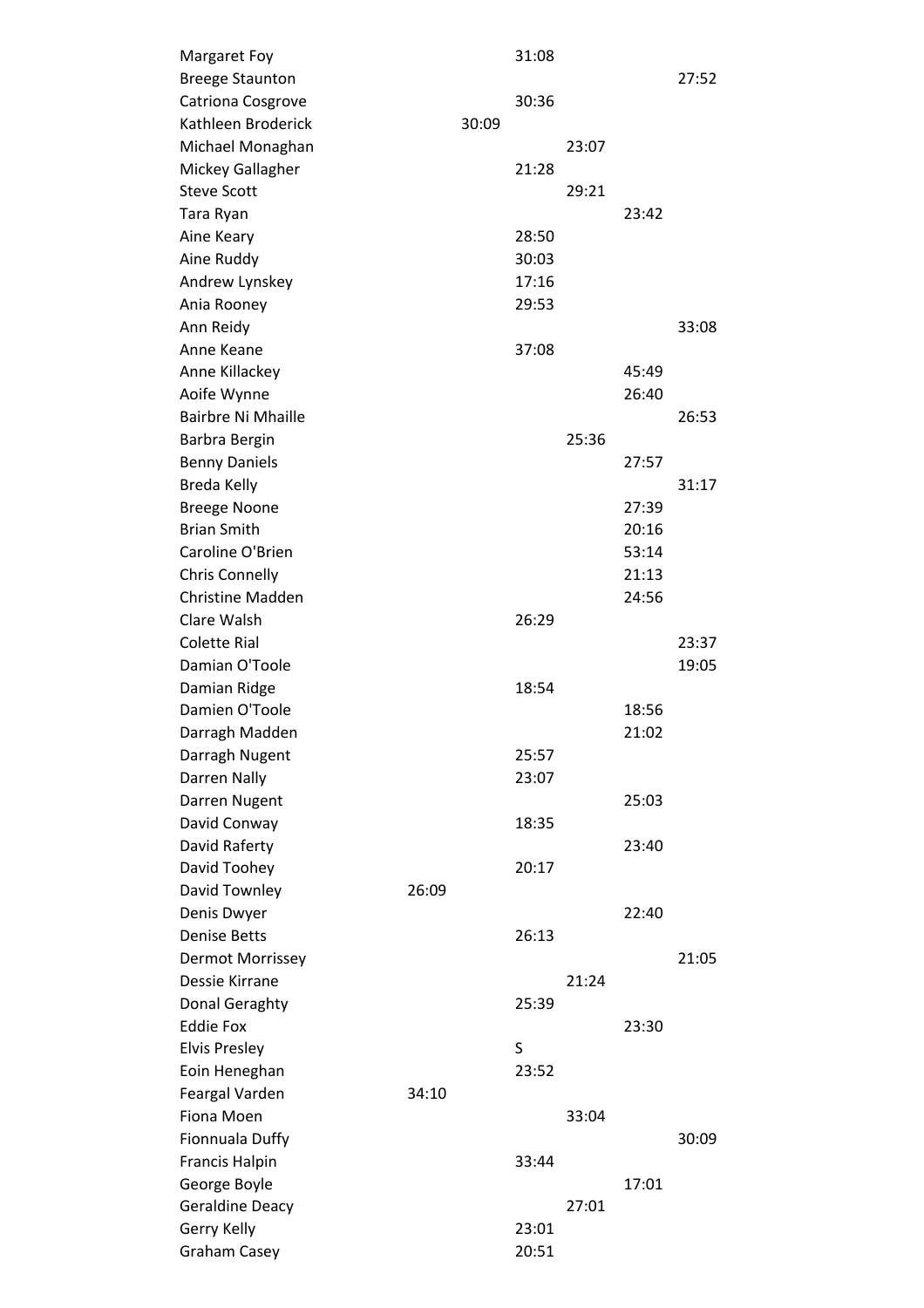| | | | | | | |
|---|---|---|---|---|---|---|
| Margaret Foy | | | 31:08 | | | |
| Breege Staunton | | | | | | 27:52 |
| Catriona Cosgrove | | | 30:36 | | | |
| Kathleen Broderick | | 30:09 | | | | |
| Michael Monaghan | | | | 23:07 | | |
| Mickey Gallagher | | | 21:28 | | | |
| Steve Scott | | | | 29:21 | | |
| Tara Ryan | | | | | 23:42 | |
| Aine Keary | | | 28:50 | | | |
| Aine Ruddy | | | 30:03 | | | |
| Andrew Lynskey | | | 17:16 | | | |
| Ania Rooney | | | 29:53 | | | |
| Ann Reidy | | | | | | 33:08 |
| Anne Keane | | | 37:08 | | | |
| Anne Killackey | | | | | 45:49 | |
| Aoife Wynne | | | | | 26:40 | |
| Bairbre Ni Mhaille | | | | | | 26:53 |
| Barbra Bergin | | | | 25:36 | | |
| Benny Daniels | | | | | 27:57 | |
| Breda Kelly | | | | | | 31:17 |
| Breege Noone | | | | | 27:39 | |
| Brian Smith | | | | | 20:16 | |
| Caroline O'Brien | | | | | 53:14 | |
| Chris Connelly | | | | | 21:13 | |
| Christine Madden | | | | | 24:56 | |
| Clare Walsh | | | 26:29 | | | |
| Colette Rial | | | | | | 23:37 |
| Damian O'Toole | | | | | | 19:05 |
| Damian Ridge | | | 18:54 | | | |
| Damien O'Toole | | | | | 18:56 | |
| Darragh Madden | | | | | 21:02 | |
| Darragh Nugent | | | 25:57 | | | |
| Darren Nally | | | 23:07 | | | |
| Darren Nugent | | | | | 25:03 | |
| David Conway | | | 18:35 | | | |
| David Raferty | | | | | 23:40 | |
| David Toohey | | | 20:17 | | | |
| David Townley | 26:09 | | | | | |
| Denis Dwyer | | | | | 22:40 | |
| Denise Betts | | | 26:13 | | | |
| Dermot Morrissey | | | | | | 21:05 |
| Dessie Kirrane | | | | 21:24 | | |
| Donal Geraghty | | | 25:39 | | | |
| Eddie Fox | | | | | 23:30 | |
| Elvis Presley | | | S | | | |
| Eoin Heneghan | | | 23:52 | | | |
| Feargal Varden | 34:10 | | | | | |
| Fiona Moen | | | | 33:04 | | |
| Fionnuala Duffy | | | | | | 30:09 |
| Francis Halpin | | | 33:44 | | | |
| George Boyle | | | | | 17:01 | |
| Geraldine Deacy | | | | 27:01 | | |
| Gerry Kelly | | | 23:01 | | | |
| Graham Casey | | | 20:51 | | | |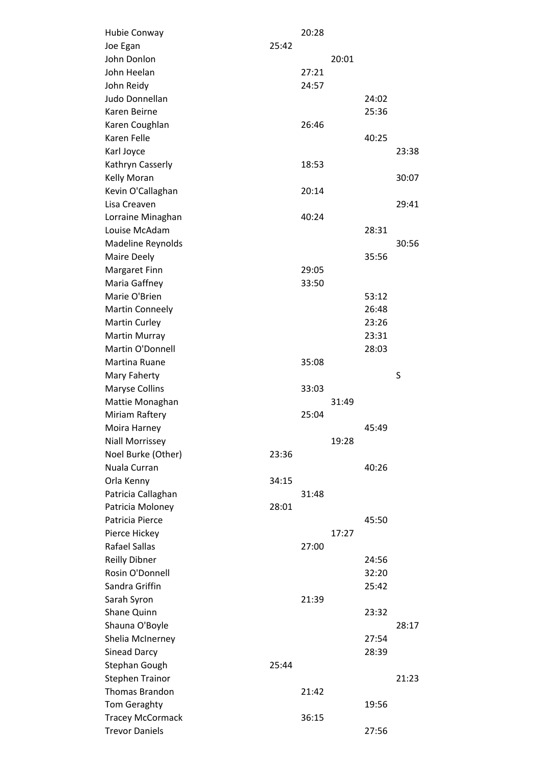| | | | | | |
|---|---|---|---|---|---|
| Hubie Conway | | 20:28 | | | |
| Joe Egan | 25:42 | | | | |
| John Donlon | | | 20:01 | | |
| John Heelan | | 27:21 | | | |
| John Reidy | | 24:57 | | | |
| Judo Donnellan | | | | 24:02 | |
| Karen Beirne | | | | 25:36 | |
| Karen Coughlan | | 26:46 | | | |
| Karen Felle | | | | 40:25 | |
| Karl Joyce | | | | | 23:38 |
| Kathryn Casserly | | 18:53 | | | |
| Kelly Moran | | | | | 30:07 |
| Kevin O'Callaghan | | 20:14 | | | |
| Lisa Creaven | | | | | 29:41 |
| Lorraine Minaghan | | 40:24 | | | |
| Louise McAdam | | | | 28:31 | |
| Madeline Reynolds | | | | | 30:56 |
| Maire Deely | | | | 35:56 | |
| Margaret Finn | | 29:05 | | | |
| Maria Gaffney | | 33:50 | | | |
| Marie O'Brien | | | | 53:12 | |
| Martin Conneely | | | | 26:48 | |
| Martin Curley | | | | 23:26 | |
| Martin Murray | | | | 23:31 | |
| Martin O'Donnell | | | | 28:03 | |
| Martina Ruane | | 35:08 | | | |
| Mary Faherty | | | | | S |
| Maryse Collins | | 33:03 | | | |
| Mattie Monaghan | | | 31:49 | | |
| Miriam Raftery | | 25:04 | | | |
| Moira Harney | | | | 45:49 | |
| Niall Morrissey | | | 19:28 | | |
| Noel Burke (Other) | 23:36 | | | | |
| Nuala Curran | | | | 40:26 | |
| Orla Kenny | 34:15 | | | | |
| Patricia Callaghan | | 31:48 | | | |
| Patricia Moloney | 28:01 | | | | |
| Patricia Pierce | | | | 45:50 | |
| Pierce Hickey | | | 17:27 | | |
| Rafael Sallas | | 27:00 | | | |
| Reilly Dibner | | | | 24:56 | |
| Rosin O'Donnell | | | | 32:20 | |
| Sandra Griffin | | | | 25:42 | |
| Sarah Syron | | 21:39 | | | |
| Shane Quinn | | | | 23:32 | |
| Shauna O'Boyle | | | | | 28:17 |
| Shelia McInerney | | | | 27:54 | |
| Sinead Darcy | | | | 28:39 | |
| Stephan Gough | 25:44 | | | | |
| Stephen Trainor | | | | | 21:23 |
| Thomas Brandon | | 21:42 | | | |
| Tom Geraghty | | | | 19:56 | |
| Tracey McCormack | | 36:15 | | | |
| Trevor Daniels | | | | 27:56 | |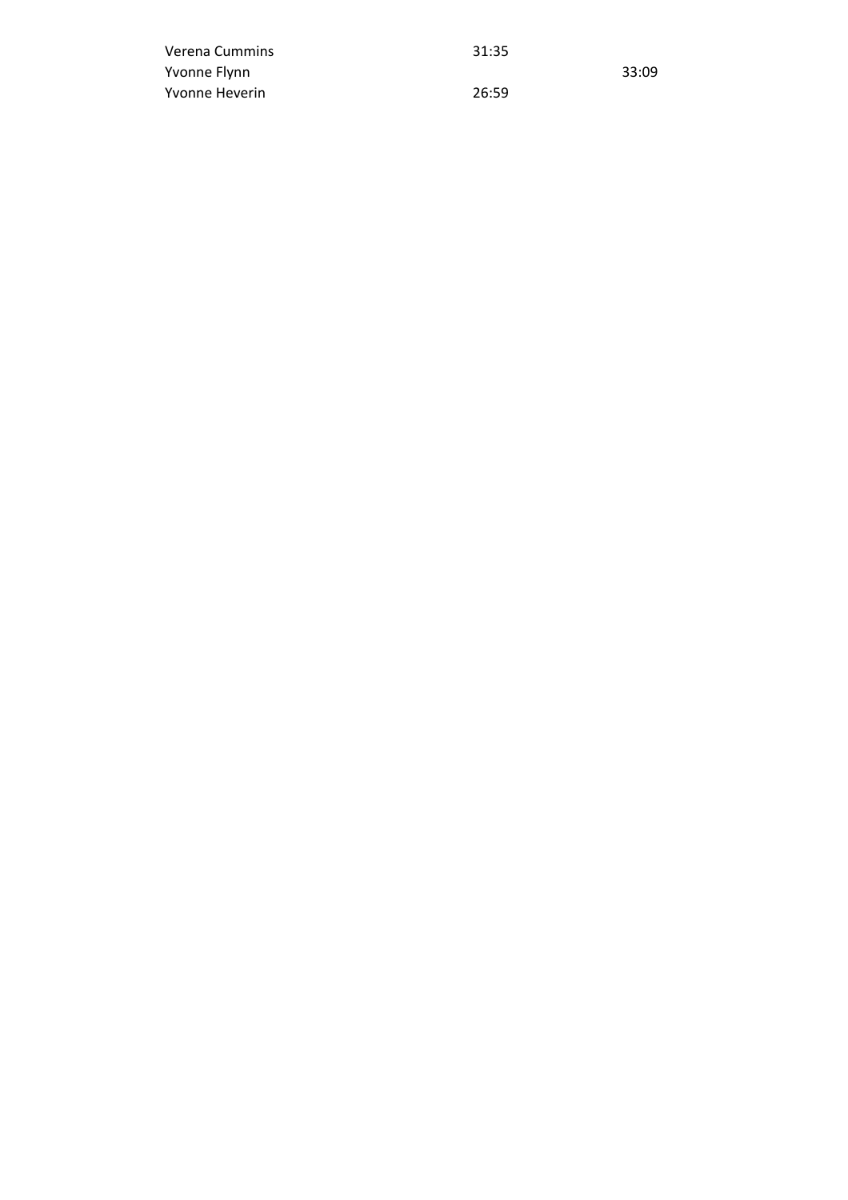| | | |
|---|---|---|
| Verena Cummins | 31:35 | |
| Yvonne Flynn | | 33:09 |
| Yvonne Heverin | 26:59 | |